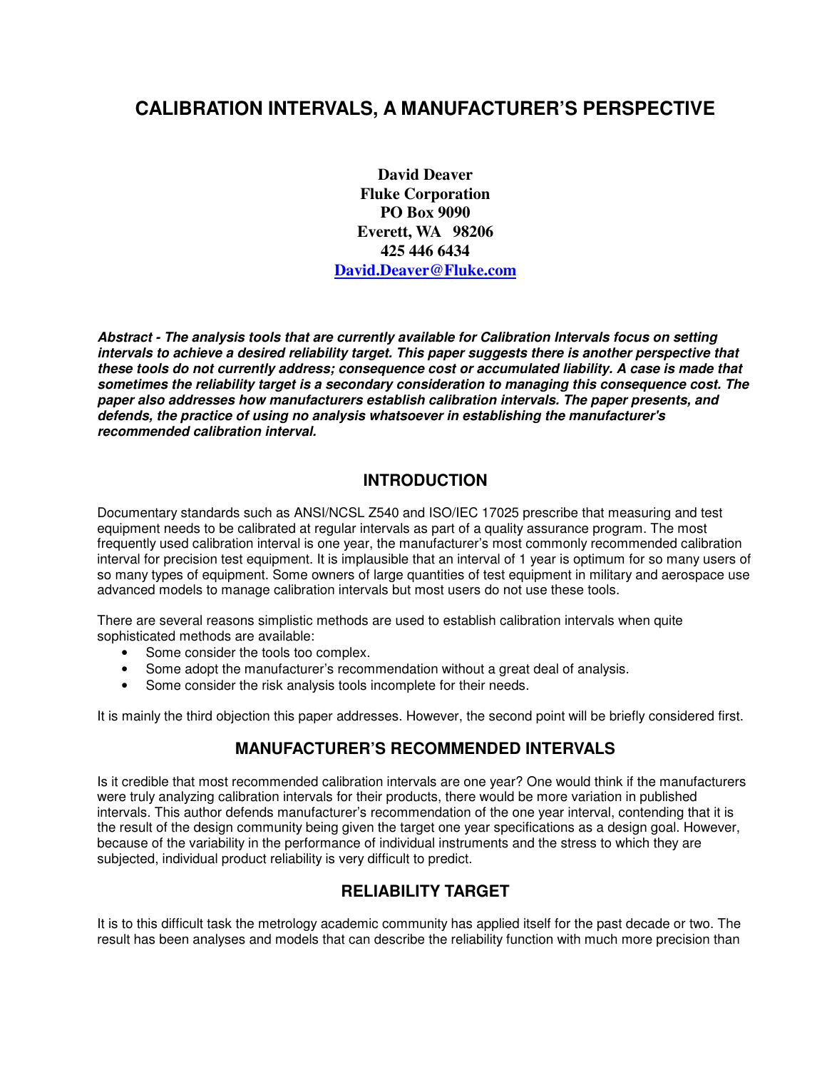# CALIBRATION INTERVALS, A MANUFACTURER'S PERSPECTIVE

**David Deaver**
**Fluke Corporation**
**PO Box 9090**
**Everett, WA 98206**
**425 446 6434**
**David.Deaver@Fluke.com**

***Abstract - The analysis tools that are currently available for Calibration Intervals focus on setting intervals to achieve a desired reliability target. This paper suggests there is another perspective that these tools do not currently address; consequence cost or accumulated liability. A case is made that sometimes the reliability target is a secondary consideration to managing this consequence cost. The paper also addresses how manufacturers establish calibration intervals. The paper presents, and defends, the practice of using no analysis whatsoever in establishing the manufacturer's recommended calibration interval.***

## INTRODUCTION

Documentary standards such as ANSI/NCSL Z540 and ISO/IEC 17025 prescribe that measuring and test equipment needs to be calibrated at regular intervals as part of a quality assurance program. The most frequently used calibration interval is one year, the manufacturer's most commonly recommended calibration interval for precision test equipment. It is implausible that an interval of 1 year is optimum for so many users of so many types of equipment. Some owners of large quantities of test equipment in military and aerospace use advanced models to manage calibration intervals but most users do not use these tools.

There are several reasons simplistic methods are used to establish calibration intervals when quite sophisticated methods are available:

- Some consider the tools too complex.
- Some adopt the manufacturer's recommendation without a great deal of analysis.
- Some consider the risk analysis tools incomplete for their needs.

It is mainly the third objection this paper addresses. However, the second point will be briefly considered first.

## MANUFACTURER'S RECOMMENDED INTERVALS

Is it credible that most recommended calibration intervals are one year? One would think if the manufacturers were truly analyzing calibration intervals for their products, there would be more variation in published intervals. This author defends manufacturer's recommendation of the one year interval, contending that it is the result of the design community being given the target one year specifications as a design goal. However, because of the variability in the performance of individual instruments and the stress to which they are subjected, individual product reliability is very difficult to predict.

## RELIABILITY TARGET

It is to this difficult task the metrology academic community has applied itself for the past decade or two. The result has been analyses and models that can describe the reliability function with much more precision than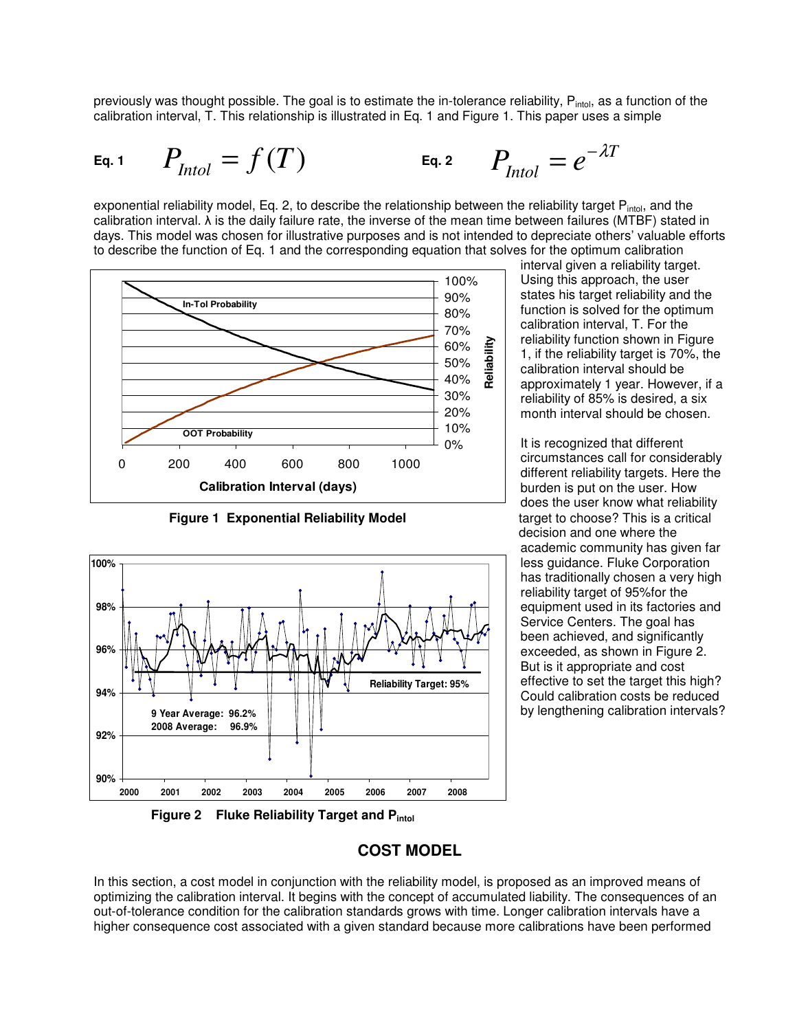previously was thought possible. The goal is to estimate the in-tolerance reliability, $P_{intol}$, as a function of the calibration interval, T. This relationship is illustrated in Eq. 1 and Figure 1. This paper uses a simple

**Eq. 1** $$P_{Intol} = f(T)$$ **Eq. 2** $$P_{Intol} = e^{-\lambda T}$$

exponential reliability model, Eq. 2, to describe the relationship between the reliability target $P_{intol}$, and the calibration interval. λ is the daily failure rate, the inverse of the mean time between failures (MTBF) stated in days. This model was chosen for illustrative purposes and is not intended to depreciate others' valuable efforts to describe the function of Eq. 1 and the corresponding equation that solves for the optimum calibration interval given a reliability target. Using this approach, the user states his target reliability and the function is solved for the optimum calibration interval, T. For the reliability function shown in Figure 1, if the reliability target is 70%, the calibration interval should be approximately 1 year. However, if a reliability of 85% is desired, a six month interval should be chosen.

**Figure 1 Exponential Reliability Model**

It is recognized that different circumstances call for considerably different reliability targets. Here the burden is put on the user. How does the user know what reliability target to choose? This is a critical decision and one where the academic community has given far less guidance. Fluke Corporation has traditionally chosen a very high reliability target of 95%for the equipment used in its factories and Service Centers. The goal has been achieved, and significantly exceeded, as shown in Figure 2. But is it appropriate and cost effective to set the target this high? Could calibration costs be reduced by lengthening calibration intervals?

**Figure 2 Fluke Reliability Target and $P_{intol}$**

## COST MODEL

In this section, a cost model in conjunction with the reliability model, is proposed as an improved means of optimizing the calibration interval. It begins with the concept of accumulated liability. The consequences of an out-of-tolerance condition for the calibration standards grows with time. Longer calibration intervals have a higher consequence cost associated with a given standard because more calibrations have been performed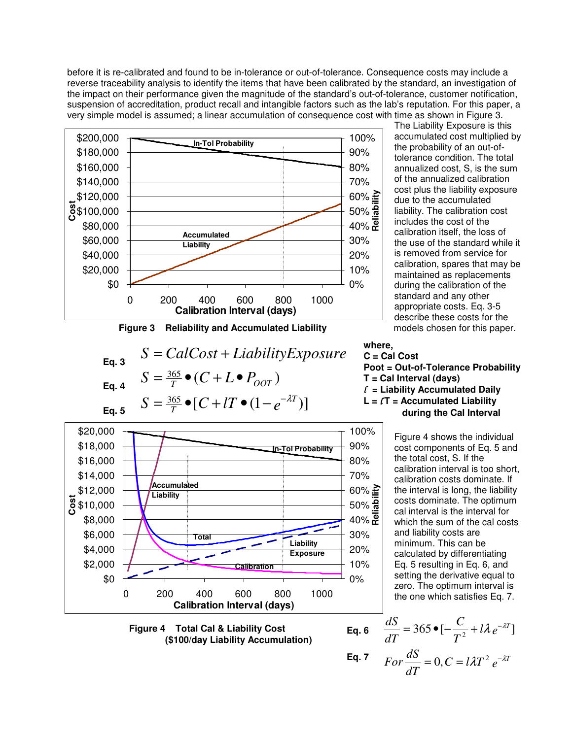before it is re-calibrated and found to be in-tolerance or out-of-tolerance. Consequence costs may include a reverse traceability analysis to identify the items that have been calibrated by the standard, an investigation of the impact on their performance given the magnitude of the standard's out-of-tolerance, customer notification, suspension of accreditation, product recall and intangible factors such as the lab's reputation. For this paper, a very simple model is assumed; a linear accumulation of consequence cost with time as shown in Figure 3.

**Figure 3 Reliability and Accumulated Liability**

The Liability Exposure is this accumulated cost multiplied by the probability of an out-of-tolerance condition. The total annualized cost, S, is the sum of the annualized calibration cost plus the liability exposure due to the accumulated liability. The calibration cost includes the cost of the calibration itself, the loss of the use of the standard while it is removed from service for calibration, spares that may be maintained as replacements during the calibration of the standard and any other appropriate costs. Eq. 3-5 describe these costs for the models chosen for this paper.

**Eq. 3**
$$S = CalCost + LiabilityExposure$$

**Eq. 4**
$$S = \tfrac{365}{T} \bullet (C + L \bullet P_{OOT})$$

**Eq. 5**
$$S = \tfrac{365}{T} \bullet [C + lT \bullet (1 - e^{-\lambda T})]$$

**where,**
**C = Cal Cost**
**Poot = Out-of-Tolerance Probability**
**T = Cal Interval (days)**
**$l$ = Liability Accumulated Daily**
**L = $l$T = Accumulated Liability during the Cal Interval**

**Figure 4 Total Cal & Liability Cost ($100/day Liability Accumulation)**

Figure 4 shows the individual cost components of Eq. 5 and the total cost, S. If the calibration interval is too short, calibration costs dominate. If the interval is long, the liability costs dominate. The optimum cal interval is the interval for which the sum of the cal costs and liability costs are minimum. This can be calculated by differentiating Eq. 5 resulting in Eq. 6, and setting the derivative equal to zero. The optimum interval is the one which satisfies Eq. 7.

**Eq. 6**
$$\frac{dS}{dT} = 365 \bullet [-\frac{C}{T^2} + l\lambda e^{-\lambda T}]$$

**Eq. 7**
$$For \frac{dS}{dT} = 0, C = l\lambda T^2 e^{-\lambda T}$$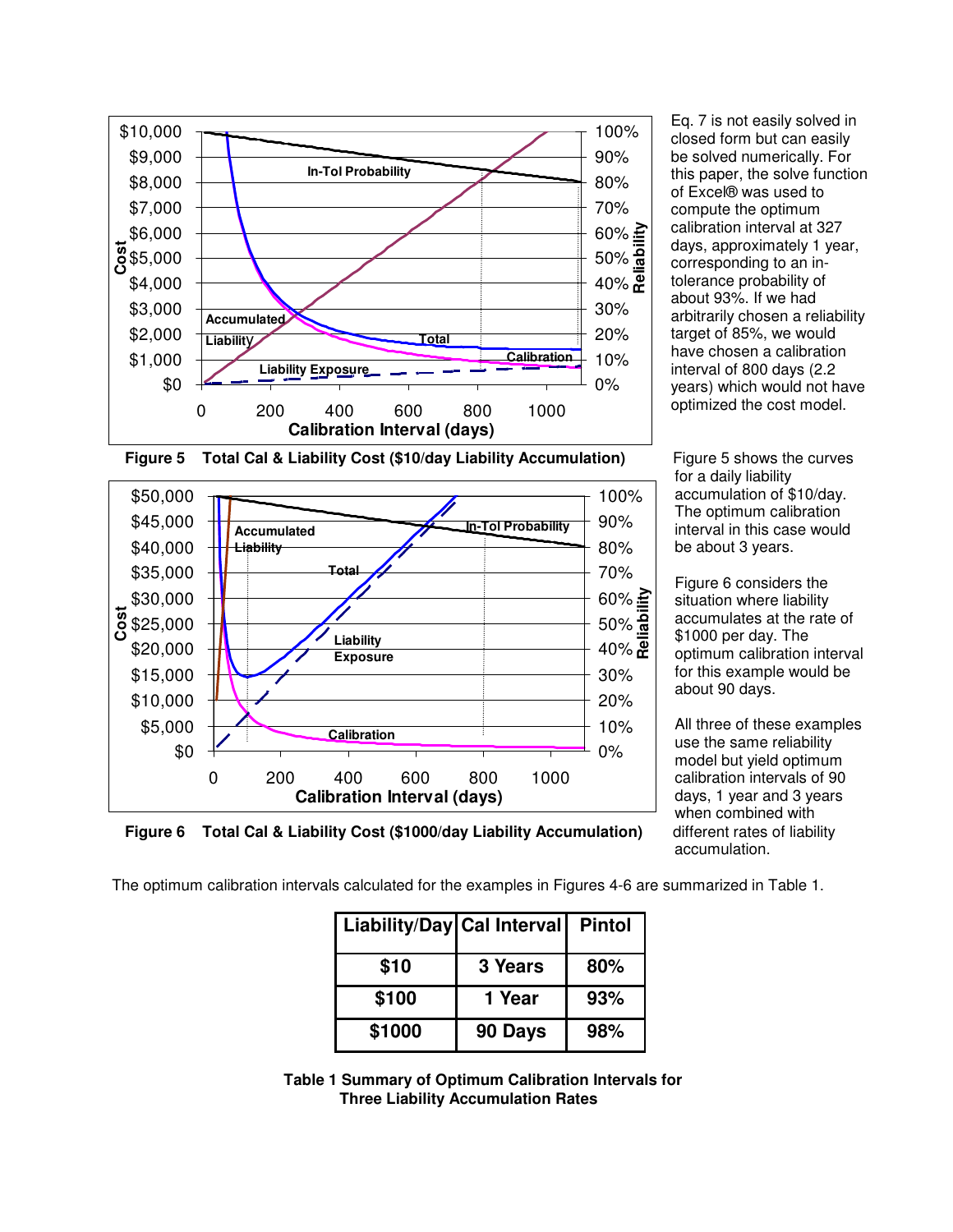Figure 5 Total Cal & Liability Cost ($10/day Liability Accumulation)

Figure 6 Total Cal & Liability Cost ($1000/day Liability Accumulation)

Eq. 7 is not easily solved in closed form but can easily be solved numerically. For this paper, the solve function of Excel® was used to compute the optimum calibration interval at 327 days, approximately 1 year, corresponding to an in-tolerance probability of about 93%. If we had arbitrarily chosen a reliability target of 85%, we would have chosen a calibration interval of 800 days (2.2 years) which would not have optimized the cost model.

Figure 5 shows the curves for a daily liability accumulation of $10/day. The optimum calibration interval in this case would be about 3 years.

Figure 6 considers the situation where liability accumulates at the rate of $1000 per day. The optimum calibration interval for this example would be about 90 days.

All three of these examples use the same reliability model but yield optimum calibration intervals of 90 days, 1 year and 3 years when combined with different rates of liability accumulation.

The optimum calibration intervals calculated for the examples in Figures 4-6 are summarized in Table 1.

| Liability/Day | Cal Interval | Pintol |
|---|---|---|
| $10 | 3 Years | 80% |
| $100 | 1 Year | 93% |
| $1000 | 90 Days | 98% |

**Table 1 Summary of Optimum Calibration Intervals for Three Liability Accumulation Rates**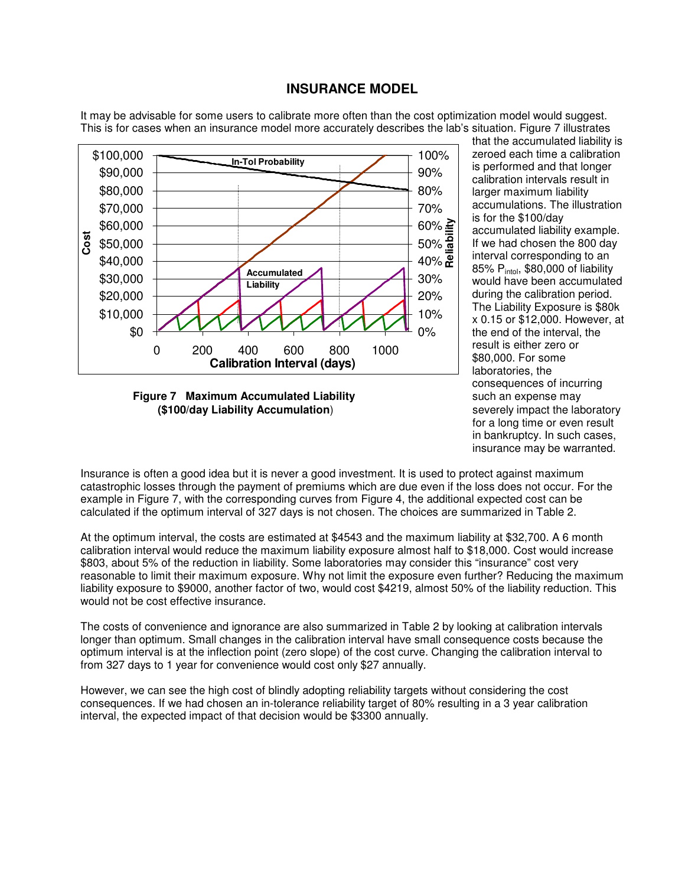## INSURANCE MODEL

It may be advisable for some users to calibrate more often than the cost optimization model would suggest. This is for cases when an insurance model more accurately describes the lab's situation. Figure 7 illustrates that the accumulated liability is zeroed each time a calibration is performed and that longer calibration intervals result in larger maximum liability accumulations. The illustration is for the \$100/day accumulated liability example. If we had chosen the 800 day interval corresponding to an 85% $P_{intol}$, \$80,000 of liability would have been accumulated during the calibration period. The Liability Exposure is \$80k x 0.15 or \$12,000. However, at the end of the interval, the result is either zero or \$80,000. For some laboratories, the consequences of incurring such an expense may severely impact the laboratory for a long time or even result in bankruptcy. In such cases, insurance may be warranted.

**Figure 7 Maximum Accumulated Liability (\$100/day Liability Accumulation)**

Insurance is often a good idea but it is never a good investment. It is used to protect against maximum catastrophic losses through the payment of premiums which are due even if the loss does not occur. For the example in Figure 7, with the corresponding curves from Figure 4, the additional expected cost can be calculated if the optimum interval of 327 days is not chosen. The choices are summarized in Table 2.

At the optimum interval, the costs are estimated at \$4543 and the maximum liability at \$32,700. A 6 month calibration interval would reduce the maximum liability exposure almost half to \$18,000. Cost would increase \$803, about 5% of the reduction in liability. Some laboratories may consider this "insurance" cost very reasonable to limit their maximum exposure. Why not limit the exposure even further? Reducing the maximum liability exposure to \$9000, another factor of two, would cost \$4219, almost 50% of the liability reduction. This would not be cost effective insurance.

The costs of convenience and ignorance are also summarized in Table 2 by looking at calibration intervals longer than optimum. Small changes in the calibration interval have small consequence costs because the optimum interval is at the inflection point (zero slope) of the cost curve. Changing the calibration interval to from 327 days to 1 year for convenience would cost only \$27 annually.

However, we can see the high cost of blindly adopting reliability targets without considering the cost consequences. If we had chosen an in-tolerance reliability target of 80% resulting in a 3 year calibration interval, the expected impact of that decision would be \$3300 annually.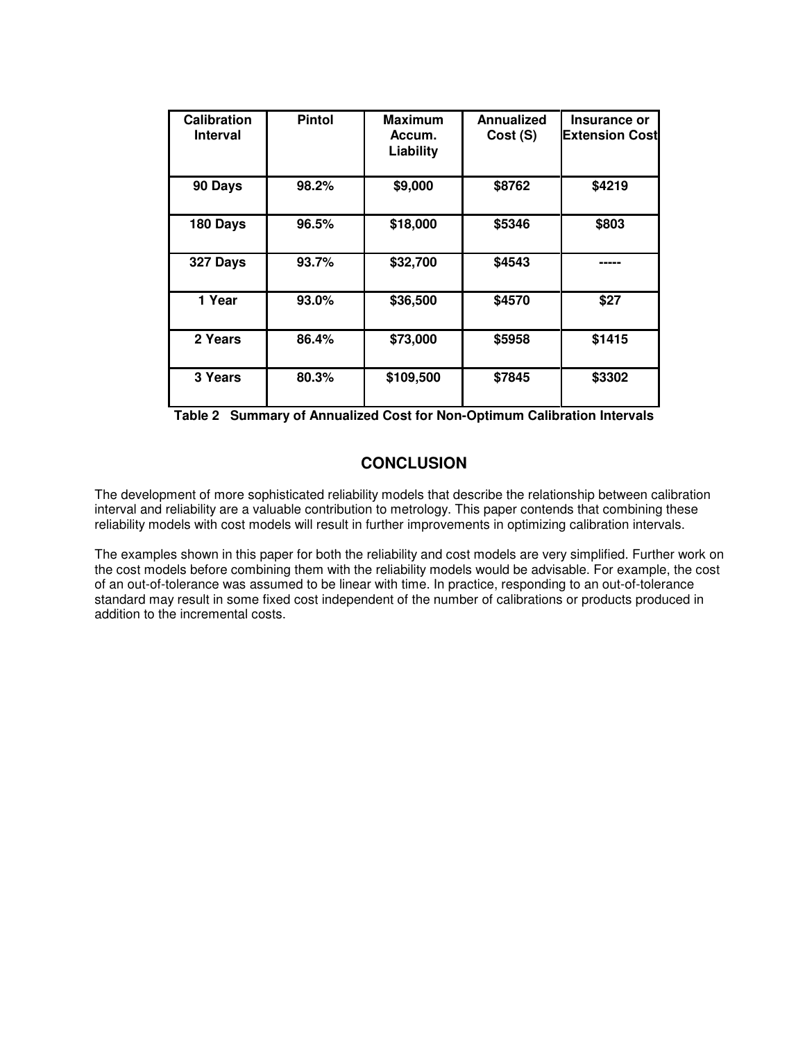| Calibration Interval | Pintol | Maximum Accum. Liability | Annualized Cost (S) | Insurance or Extension Cost |
|---|---|---|---|---|
| 90 Days | 98.2% | $9,000 | $8762 | $4219 |
| 180 Days | 96.5% | $18,000 | $5346 | $803 |
| 327 Days | 93.7% | $32,700 | $4543 | ----- |
| 1 Year | 93.0% | $36,500 | $4570 | $27 |
| 2 Years | 86.4% | $73,000 | $5958 | $1415 |
| 3 Years | 80.3% | $109,500 | $7845 | $3302 |

**Table 2 Summary of Annualized Cost for Non-Optimum Calibration Intervals**

## CONCLUSION

The development of more sophisticated reliability models that describe the relationship between calibration interval and reliability are a valuable contribution to metrology. This paper contends that combining these reliability models with cost models will result in further improvements in optimizing calibration intervals.

The examples shown in this paper for both the reliability and cost models are very simplified. Further work on the cost models before combining them with the reliability models would be advisable. For example, the cost of an out-of-tolerance was assumed to be linear with time. In practice, responding to an out-of-tolerance standard may result in some fixed cost independent of the number of calibrations or products produced in addition to the incremental costs.